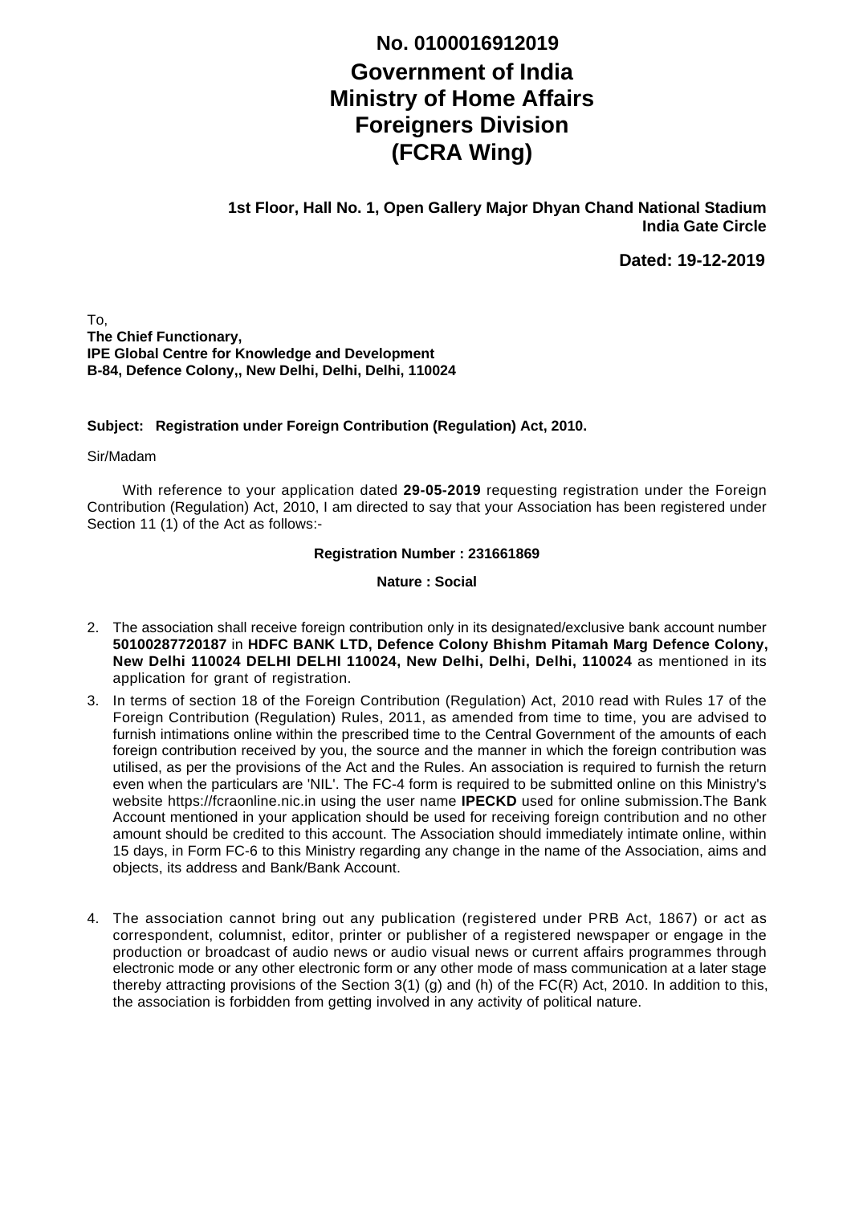**No. 0100016912019**

# Government of India
# Ministry of Home Affairs
# Foreigners Division
# (FCRA Wing)

**1st Floor, Hall No. 1, Open Gallery Major Dhyan Chand National Stadium**
**India Gate Circle**

**Dated: 19-12-2019**

To,
**The Chief Functionary,**
**IPE Global Centre for Knowledge and Development**
**B-84, Defence Colony,, New Delhi, Delhi, Delhi, 110024**

**Subject: Registration under Foreign Contribution (Regulation) Act, 2010.**

Sir/Madam

With reference to your application dated **29-05-2019** requesting registration under the Foreign Contribution (Regulation) Act, 2010, I am directed to say that your Association has been registered under Section 11 (1) of the Act as follows:-

**Registration Number : 231661869**

**Nature : Social**

2. The association shall receive foreign contribution only in its designated/exclusive bank account number **50100287720187** in **HDFC BANK LTD, Defence Colony Bhishm Pitamah Marg Defence Colony, New Delhi 110024 DELHI DELHI 110024, New Delhi, Delhi, Delhi, 110024** as mentioned in its application for grant of registration.
3. In terms of section 18 of the Foreign Contribution (Regulation) Act, 2010 read with Rules 17 of the Foreign Contribution (Regulation) Rules, 2011, as amended from time to time, you are advised to furnish intimations online within the prescribed time to the Central Government of the amounts of each foreign contribution received by you, the source and the manner in which the foreign contribution was utilised, as per the provisions of the Act and the Rules. An association is required to furnish the return even when the particulars are 'NIL'. The FC-4 form is required to be submitted online on this Ministry's website https://fcraonline.nic.in using the user name **IPECKD** used for online submission.The Bank Account mentioned in your application should be used for receiving foreign contribution and no other amount should be credited to this account. The Association should immediately intimate online, within 15 days, in Form FC-6 to this Ministry regarding any change in the name of the Association, aims and objects, its address and Bank/Bank Account.
4. The association cannot bring out any publication (registered under PRB Act, 1867) or act as correspondent, columnist, editor, printer or publisher of a registered newspaper or engage in the production or broadcast of audio news or audio visual news or current affairs programmes through electronic mode or any other electronic form or any other mode of mass communication at a later stage thereby attracting provisions of the Section 3(1) (g) and (h) of the FC(R) Act, 2010. In addition to this, the association is forbidden from getting involved in any activity of political nature.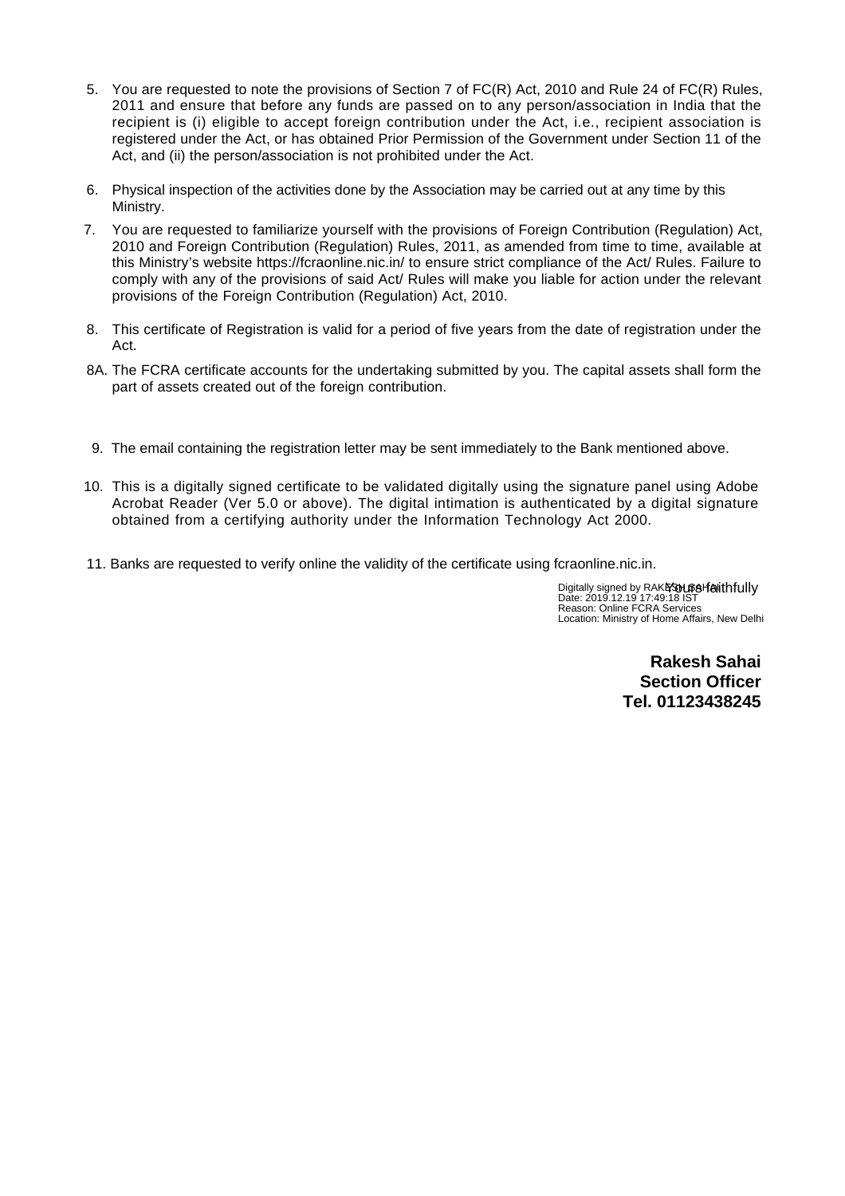5. You are requested to note the provisions of Section 7 of FC(R) Act, 2010 and Rule 24 of FC(R) Rules, 2011 and ensure that before any funds are passed on to any person/association in India that the recipient is (i) eligible to accept foreign contribution under the Act, i.e., recipient association is registered under the Act, or has obtained Prior Permission of the Government under Section 11 of the Act, and (ii) the person/association is not prohibited under the Act.

6. Physical inspection of the activities done by the Association may be carried out at any time by this Ministry.

7. You are requested to familiarize yourself with the provisions of Foreign Contribution (Regulation) Act, 2010 and Foreign Contribution (Regulation) Rules, 2011, as amended from time to time, available at this Ministry's website https://fcraonline.nic.in/ to ensure strict compliance of the Act/ Rules. Failure to comply with any of the provisions of said Act/ Rules will make you liable for action under the relevant provisions of the Foreign Contribution (Regulation) Act, 2010.

8. This certificate of Registration is valid for a period of five years from the date of registration under the Act.

8A. The FCRA certificate accounts for the undertaking submitted by you. The capital assets shall form the part of assets created out of the foreign contribution.

9. The email containing the registration letter may be sent immediately to the Bank mentioned above.

10. This is a digitally signed certificate to be validated digitally using the signature panel using Adobe Acrobat Reader (Ver 5.0 or above). The digital intimation is authenticated by a digital signature obtained from a certifying authority under the Information Technology Act 2000.

11. Banks are requested to verify online the validity of the certificate using fcraonline.nic.in.

Yours faithfully

Digitally signed by RAKESH SAHAI
Date: 2019.12.19 17:49:18 IST
Reason: Online FCRA Services
Location: Ministry of Home Affairs, New Delhi

**Rakesh Sahai**
**Section Officer**
**Tel. 01123438245**